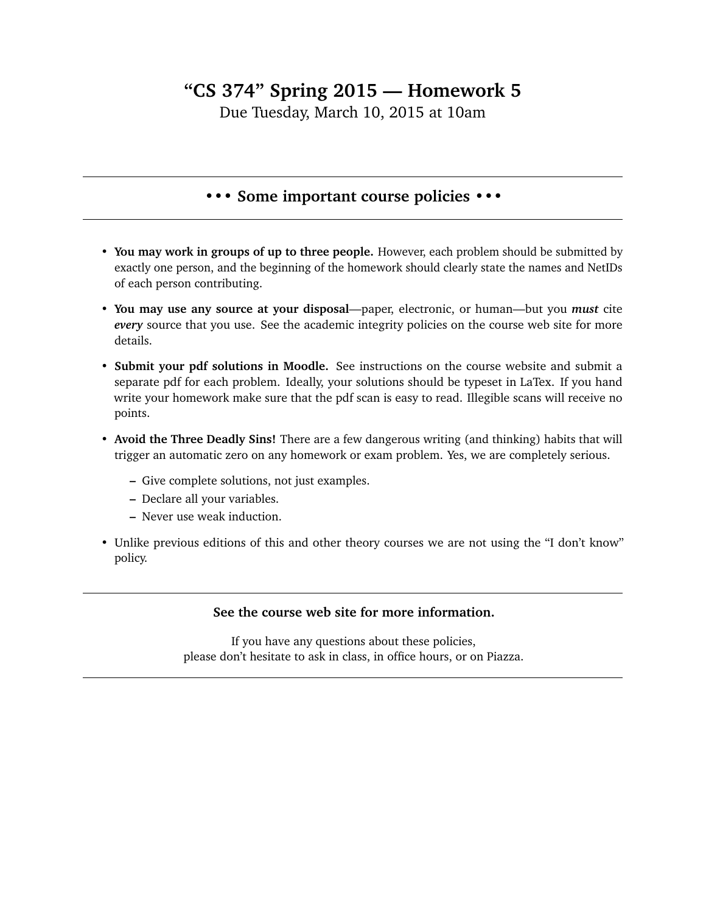# "CS 374" Spring 2015 — Homework 5

Due Tuesday, March 10, 2015 at 10am

---

## • • • Some important course policies • • •

---

- **You may work in groups of up to three people.** However, each problem should be submitted by exactly one person, and the beginning of the homework should clearly state the names and NetIDs of each person contributing.
- **You may use any source at your disposal**—paper, electronic, or human—but you ***must*** cite ***every*** source that you use. See the academic integrity policies on the course web site for more details.
- **Submit your pdf solutions in Moodle.** See instructions on the course website and submit a separate pdf for each problem. Ideally, your solutions should be typeset in LaTex. If you hand write your homework make sure that the pdf scan is easy to read. Illegible scans will receive no points.
- **Avoid the Three Deadly Sins!** There are a few dangerous writing (and thinking) habits that will trigger an automatic zero on any homework or exam problem. Yes, we are completely serious.
  - Give complete solutions, not just examples.
  - Declare all your variables.
  - Never use weak induction.
- Unlike previous editions of this and other theory courses we are not using the "I don't know" policy.

---

**See the course web site for more information.**

If you have any questions about these policies,
please don't hesitate to ask in class, in office hours, or on Piazza.

---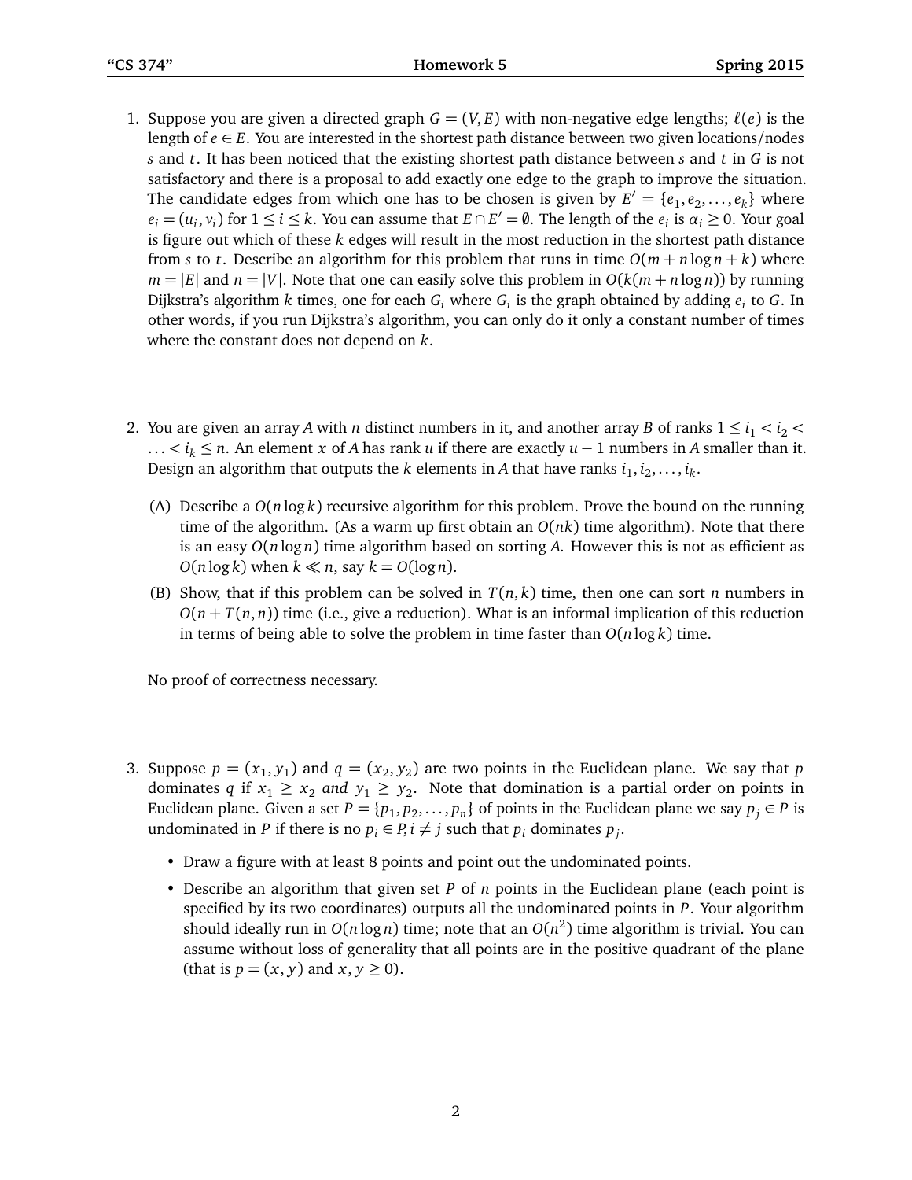1. Suppose you are given a directed graph $G = (V, E)$ with non-negative edge lengths; $\ell(e)$ is the length of $e \in E$. You are interested in the shortest path distance between two given locations/nodes $s$ and $t$. It has been noticed that the existing shortest path distance between $s$ and $t$ in $G$ is not satisfactory and there is a proposal to add exactly one edge to the graph to improve the situation. The candidate edges from which one has to be chosen is given by $E' = \{e_1, e_2, \ldots, e_k\}$ where $e_i = (u_i, v_i)$ for $1 \leq i \leq k$. You can assume that $E \cap E' = \emptyset$. The length of the $e_i$ is $\alpha_i \geq 0$. Your goal is figure out which of these $k$ edges will result in the most reduction in the shortest path distance from $s$ to $t$. Describe an algorithm for this problem that runs in time $O(m + n \log n + k)$ where $m = |E|$ and $n = |V|$. Note that one can easily solve this problem in $O(k(m + n \log n))$ by running Dijkstra's algorithm $k$ times, one for each $G_i$ where $G_i$ is the graph obtained by adding $e_i$ to $G$. In other words, if you run Dijkstra's algorithm, you can only do it only a constant number of times where the constant does not depend on $k$.

2. You are given an array $A$ with $n$ distinct numbers in it, and another array $B$ of ranks $1 \leq i_1 < i_2 < \ldots < i_k \leq n$. An element $x$ of $A$ has rank $u$ if there are exactly $u - 1$ numbers in $A$ smaller than it. Design an algorithm that outputs the $k$ elements in $A$ that have ranks $i_1, i_2, \ldots, i_k$.

   (A) Describe a $O(n \log k)$ recursive algorithm for this problem. Prove the bound on the running time of the algorithm. (As a warm up first obtain an $O(nk)$ time algorithm). Note that there is an easy $O(n \log n)$ time algorithm based on sorting $A$. However this is not as efficient as $O(n \log k)$ when $k \ll n$, say $k = O(\log n)$.

   (B) Show, that if this problem can be solved in $T(n, k)$ time, then one can sort $n$ numbers in $O(n + T(n, n))$ time (i.e., give a reduction). What is an informal implication of this reduction in terms of being able to solve the problem in time faster than $O(n \log k)$ time.

   No proof of correctness necessary.

3. Suppose $p = (x_1, y_1)$ and $q = (x_2, y_2)$ are two points in the Euclidean plane. We say that $p$ dominates $q$ if $x_1 \geq x_2$ *and* $y_1 \geq y_2$. Note that domination is a partial order on points in Euclidean plane. Given a set $P = \{p_1, p_2, \ldots, p_n\}$ of points in the Euclidean plane we say $p_j \in P$ is undominated in $P$ if there is no $p_i \in P, i \neq j$ such that $p_i$ dominates $p_j$.

   - Draw a figure with at least 8 points and point out the undominated points.
   - Describe an algorithm that given set $P$ of $n$ points in the Euclidean plane (each point is specified by its two coordinates) outputs all the undominated points in $P$. Your algorithm should ideally run in $O(n \log n)$ time; note that an $O(n^2)$ time algorithm is trivial. You can assume without loss of generality that all points are in the positive quadrant of the plane (that is $p = (x, y)$ and $x, y \geq 0$).